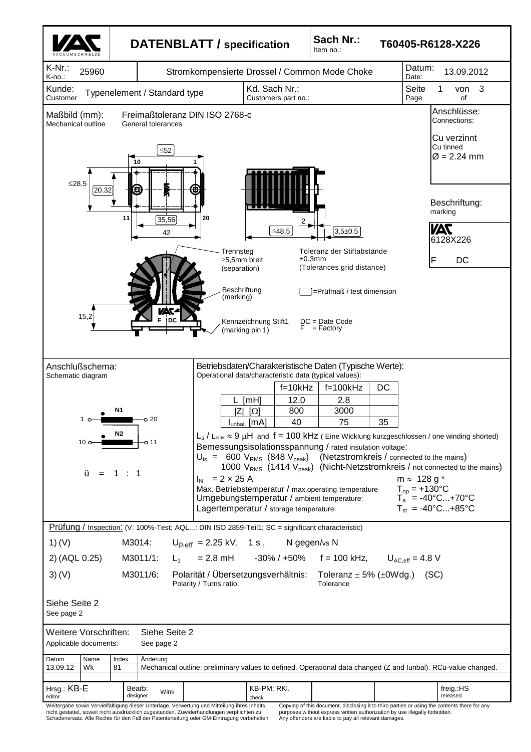# DATENBLATT / specification

**Sach Nr.: / Item no.:** T60405-R6128-X226

| K-Nr.: / K-no.: | 25960 | Stromkompensierte Drossel / Common Mode Choke | Datum: / Date: | 13.09.2012 |
|---|---|---|---|---|
| Kunde: / Customer | Typenelement / Standard type | Kd. Sach Nr.: / Customers part no.: | Seite / Page | 1 von / of 3 |

## Maßbild (mm): / Mechanical outline

Freimaßtoleranz DIN ISO 2768-c / General tolerances

≤52, 10, 1, ≤28,5, 20,32, 11, 35,56, 20, 42, ≤48,5, 2, 3,5±0.5, 15,2

Trennsteg ≥5,5mm breit (separation)

Toleranz der Stiftabstände ±0.3mm (Tolerances grid distance)

Beschriftung (marking)

▭ =Prüfmaß / test dimension

Kennzeichnung Stift1 (marking pin 1)

DC = Date Code
F = Factory

**Anschlüsse: / Connections:**

Cu verzinnt / Cu tinned
Ø = 2.24 mm

**Beschriftung: / marking**

VAC
6128X226
F DC

## Anschlußschema: / Schematic diagram

N1: 1 – 20
N2: 10 – 11

ü = 1 : 1

## Betriebsdaten/Charakteristische Daten (Typische Werte): / Operational data/characteristic data (typical values):

| | f=10kHz | f=100kHz | DC |
|---|---|---|---|
| L [mH] | 12.0 | 2.8 | |
| \|Z\| [Ω] | 800 | 3000 | |
| $I_{unbal.}$ [mA] | 40 | 75 | 35 |

$L_s$ / $L_{leak}$ ≈ 9 µH and f = 100 kHz ( Eine Wicklung kurzgeschlossen / one winding shorted)

Bemessungsisolationsspannung / rated insulation voltage:

$U_{is}$ = 600 $V_{RMS}$ (848 $V_{peak}$) (Netzstromkreis / connected to the mains)
1000 $V_{RMS}$ (1414 $V_{peak}$) (Nicht-Netzstromkreis / not connected to the mains)

$I_N$ = 2 × 25 A — m ≈ 128 g *

Max. Betriebstemperatur / max.operating temperature — $T_{op}$ = +130°C

Umgebungstemperatur / ambient temperature: — $T_a$ = -40°C...+70°C

Lagertemperatur / storage temperature: — $T_{st}$ = -40°C...+85°C

## Prüfung / Inspection:

(V: 100%-Test; AQL...: DIN ISO 2859-Teil1; SC = significant characteristic)

1) (V) — M3014: $U_{p,eff}$ = 2.25 kV, 1 s , N gegen/vs N

2) (AQL 0.25) — M3011/1: $L_1$ = 2.8 mH -30% / +50% f = 100 kHz, $U_{AC,eff}$ = 4.8 V

3) (V) — M3011/6: Polarität / Übersetzungsverhältnis: / Polarity / Turns ratio: Toleranz ± 5% (±0Wdg.) / Tolerance (SC)

Siehe Seite 2 / See page 2

**Weitere Vorschriften: / Applicable documents:** Siehe Seite 2 / See page 2

| Datum | Name | Index | Änderung |
|---|---|---|---|
| 13.09.12 | Wk | 81 | Mechanical outline: preliminary values to defined. Operational data changed (Z and Iunbal). RCu-value changed. |

| Hrsg.: KB-E / editor | Bearb.: / designer Wink | KB-PM: RKl. / check | freig.:HS / released |
|---|---|---|---|

Weitergabe sowie Vervielfältigung dieser Unterlage, Verwertung und Mitteilung ihres Inhalts nicht gestattet, soweit nicht ausdrücklich zugestanden. Zuwiderhandlungen verpflichten zu Schadenersatz. Alle Rechte für den Fall der Patenterteilung oder GM-Eintragung vorbehalten

Copying of this document, disclosing it to third parties or using the contents there for any purposes without express written authorization by use illegally forbidden. Any offenders are liable to pay all relevant damages.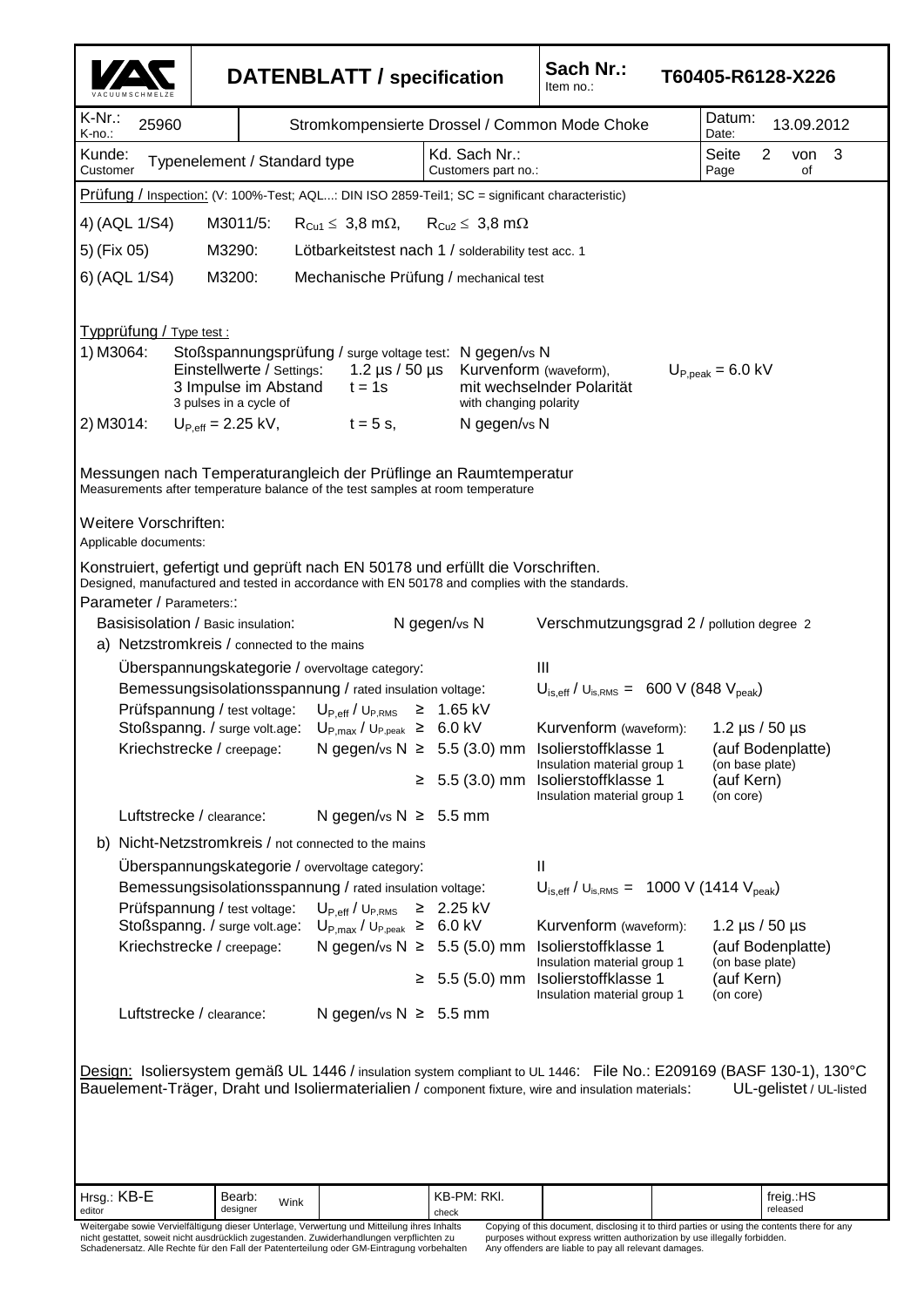| **VAC** VACUUMSCHMELZE | **DATENBLATT / specification** | **Sach Nr.:** Item no.: | **T60405-R6128-X226** |
|---|---|---|---|
| K-Nr.: K-no.: 25960 | Stromkompensierte Drossel / Common Mode Choke | | Datum: Date: 13.09.2012 |
| Kunde: Customer: Typenelement / Standard type | Kd. Sach Nr.: Customers part no.: | | Seite Page 2 von of 3 |

Prüfung / Inspection: (V: 100%-Test; AQL...: DIN ISO 2859-Teil1; SC = significant characteristic)

4) (AQL 1/S4) M3011/5: $R_{Cu1} \leq 3{,}8\ m\Omega$, $R_{Cu2} \leq 3{,}8\ m\Omega$

5) (Fix 05) M3290: Lötbarkeitstest nach 1 / solderability test acc. 1

6) (AQL 1/S4) M3200: Mechanische Prüfung / mechanical test

Typprüfung / Type test :

1) M3064: Stoßspannungsprüfung / surge voltage test: N gegen/vs N
Einstellwerte / Settings: 1.2 µs / 50 µs Kurvenform (waveform), $U_{P,peak}$ = 6.0 kV
3 Impulse im Abstand $t$ = 1s mit wechselnder Polarität
3 pulses in a cycle of with changing polarity

2) M3014: $U_{P,eff}$ = 2.25 kV, $t$ = 5 s, N gegen/vs N

Messungen nach Temperaturangleich der Prüflinge an Raumtemperatur
Measurements after temperature balance of the test samples at room temperature

Weitere Vorschriften:
Applicable documents:

Konstruiert, gefertigt und geprüft nach EN 50178 und erfüllt die Vorschriften.
Designed, manufactured and tested in accordance with EN 50178 and complies with the standards.

Parameter / Parameters::

Basisisolation / Basic insulation: N gegen/vs N Verschmutzungsgrad 2 / pollution degree 2

a) Netzstromkreis / connected to the mains

- Überspannungskategorie / overvoltage category: III
- Bemessungsisolationsspannung / rated insulation voltage: $U_{is,eff}$ / $U_{is,RMS}$ = 600 V (848 $V_{peak}$)
- Prüfspannung / test voltage: $U_{P,eff}$ / $U_{P,RMS}$ ≥ 1.65 kV
- Stoßspanng. / surge volt.age: $U_{P,max}$ / $U_{P,peak}$ ≥ 6.0 kV Kurvenform (waveform): 1.2 µs / 50 µs
- Kriechstrecke / creepage: N gegen/vs N ≥ 5.5 (3.0) mm Isolierstoffklasse 1 / Insulation material group 1 (auf Bodenplatte) (on base plate)
  ≥ 5.5 (3.0) mm Isolierstoffklasse 1 / Insulation material group 1 (auf Kern) (on core)
- Luftstrecke / clearance: N gegen/vs N ≥ 5.5 mm

b) Nicht-Netzstromkreis / not connected to the mains

- Überspannungskategorie / overvoltage category: II
- Bemessungsisolationsspannung / rated insulation voltage: $U_{is,eff}$ / $U_{is,RMS}$ = 1000 V (1414 $V_{peak}$)
- Prüfspannung / test voltage: $U_{P,eff}$ / $U_{P,RMS}$ ≥ 2.25 kV
- Stoßspanng. / surge volt.age: $U_{P,max}$ / $U_{P,peak}$ ≥ 6.0 kV Kurvenform (waveform): 1.2 µs / 50 µs
- Kriechstrecke / creepage: N gegen/vs N ≥ 5.5 (5.0) mm Isolierstoffklasse 1 / Insulation material group 1 (auf Bodenplatte) (on base plate)
  ≥ 5.5 (5.0) mm Isolierstoffklasse 1 / Insulation material group 1 (auf Kern) (on core)
- Luftstrecke / clearance: N gegen/vs N ≥ 5.5 mm

Design: Isoliersystem gemäß UL 1446 / insulation system compliant to UL 1446: File No.: E209169 (BASF 130-1), 130°C
Bauelement-Träger, Draht und Isoliermaterialien / component fixture, wire and insulation materials: UL-gelistet / UL-listed

| Hrsg.: KB-E editor | Bearb: designer Wink | | KB-PM: RKl. check | | | freig.:HS released |
|---|---|---|---|---|---|---|

Weitergabe sowie Vervielfältigung dieser Unterlage, Verwertung und Mitteilung ihres Inhalts nicht gestattet, soweit nicht ausdrücklich zugestanden. Zuwiderhandlungen verpflichten zu Schadenersatz. Alle Rechte für den Fall der Patenterteilung oder GM-Eintragung vorbehalten

Copying of this document, disclosing it to third parties or using the contents there for any purposes without express written authorization by use illegally forbidden. Any offenders are liable to pay all relevant damages.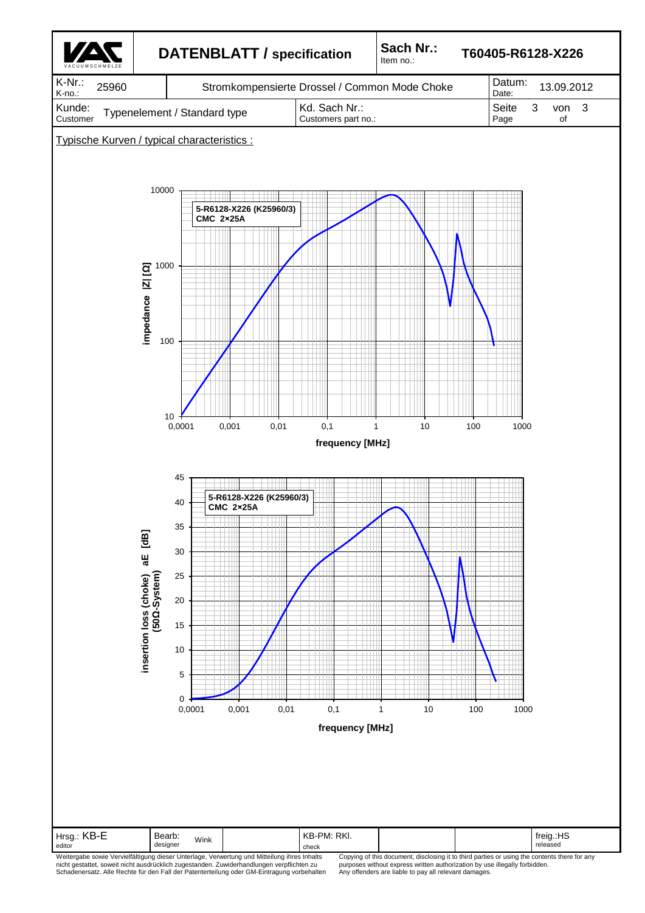**DATENBLATT / specification**

| | | | |
|---|---|---|---|
| Sach Nr.: Item no.: | T60405-R6128-X226 | | |
| K-Nr.: K-no.: 25960 | Stromkompensierte Drossel / Common Mode Choke | | Datum: Date: 13.09.2012 |
| Kunde: Customer: Typenelement / Standard type | Kd. Sach Nr.: Customers part no.: | | Seite Page 3 von of 3 |

Typische Kurven / typical characteristics :

5-R6128-X226 (K25960/3)
CMC 2×25A

impedance |Z| [Ω]

10000
1000
100
10

0,0001 0,001 0,01 0,1 1 10 100 1000

frequency [MHz]

5-R6128-X226 (K25960/3)
CMC 2×25A

insertion loss (choke) aE [dB] (50Ω-System)

45
40
35
30
25
20
15
10
5
0

0,0001 0,001 0,01 0,1 1 10 100 1000

frequency [MHz]

| | | | | |
|---|---|---|---|---|
| Hrsg.: KB-E editor | Bearb: designer Wink | KB-PM: RKl. check | | freig.:HS released |

Weitergabe sowie Vervielfältigung dieser Unterlage, Verwertung und Mitteilung ihres Inhalts nicht gestattet, soweit nicht ausdrücklich zugestanden. Zuwiderhandlungen verpflichten zu Schadenersatz. Alle Rechte für den Fall der Patenterteilung oder GM-Eintragung vorbehalten

Copying of this document, disclosing it to third parties or using the contents there for any purposes without express written authorization by use illegally forbidden. Any offenders are liable to pay all relevant damages.